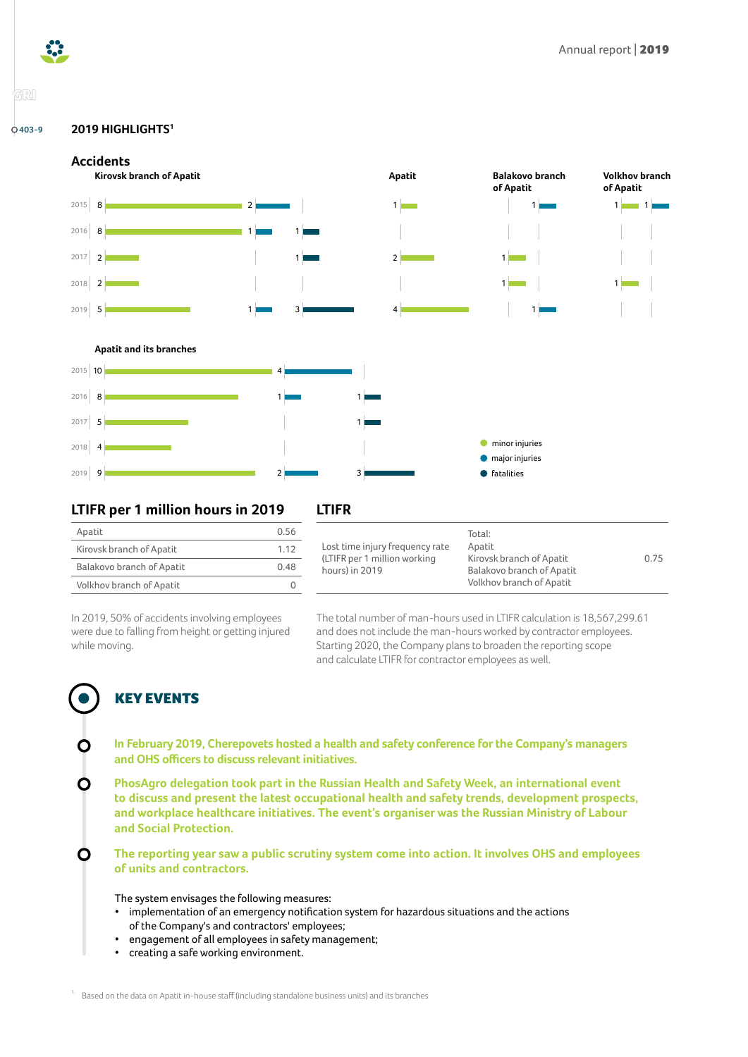403-9

## 2019 HIGHLIGHTS[1]

### Accidents

**Kirovsk branch of Apatit**

| Year | Minor injuries | Major injuries | Fatalities |
|---|---|---|---|
| 2015 | 8 | 2 | |
| 2016 | 8 | 1 | 1 |
| 2017 | 2 | | 1 |
| 2018 | 2 | | |
| 2019 | 5 | 1 | 3 |

**Apatit**

| Year | Minor injuries |
|---|---|
| 2015 | 1 |
| 2016 | |
| 2017 | 2 |
| 2018 | |
| 2019 | 4 |

**Balakovo branch of Apatit**

| Year | Minor injuries | Major injuries |
|---|---|---|
| 2015 | | 1 |
| 2016 | | |
| 2017 | 1 | |
| 2018 | 1 | |
| 2019 | | 1 |

**Volkhov branch of Apatit**

| Year | Minor injuries | Major injuries |
|---|---|---|
| 2015 | 1 | 1 |
| 2016 | | |
| 2017 | | |
| 2018 | 1 | |
| 2019 | | |

**Apatit and its branches**

| Year | Minor injuries | Major injuries | Fatalities |
|---|---|---|---|
| 2015 | 10 | 4 | |
| 2016 | 8 | 1 | 1 |
| 2017 | 5 | | 1 |
| 2018 | 4 | | |
| 2019 | 9 | 2 | 3 |

- minor injuries
- major injuries
- fatalities

### LTIFR per 1 million hours in 2019

| | |
|---|---|
| Apatit | 0.56 |
| Kirovsk branch of Apatit | 1.12 |
| Balakovo branch of Apatit | 0.48 |
| Volkhov branch of Apatit | 0 |

In 2019, 50% of accidents involving employees were due to falling from height or getting injured while moving.

### LTIFR

| | | |
|---|---|---|
| Lost time injury frequency rate (LTIFR per 1 million working hours) in 2019 | Total: Apatit, Kirovsk branch of Apatit, Balakovo branch of Apatit, Volkhov branch of Apatit | 0.75 |

The total number of man-hours used in LTIFR calculation is 18,567,299.61 and does not include the man-hours worked by contractor employees. Starting 2020, the Company plans to broaden the reporting scope and calculate LTIFR for contractor employees as well.

## KEY EVENTS

**In February 2019, Cherepovets hosted a health and safety conference for the Company's managers and OHS officers to discuss relevant initiatives.**

**PhosAgro delegation took part in the Russian Health and Safety Week, an international event to discuss and present the latest occupational health and safety trends, development prospects, and workplace healthcare initiatives. The event's organiser was the Russian Ministry of Labour and Social Protection.**

**The reporting year saw a public scrutiny system come into action. It involves OHS and employees of units and contractors.**

The system envisages the following measures:

- implementation of an emergency notification system for hazardous situations and the actions of the Company's and contractors' employees;
- engagement of all employees in safety management;
- creating a safe working environment.

[1] Based on the data on Apatit in-house staff (including standalone business units) and its branches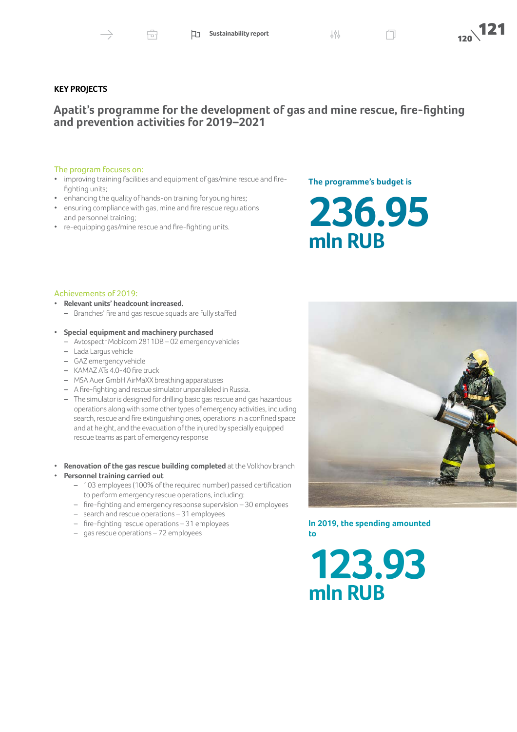## KEY PROJECTS

### Apatit's programme for the development of gas and mine rescue, fire-fighting and prevention activities for 2019–2021

The program focuses on:

- improving training facilities and equipment of gas/mine rescue and fire-fighting units;
- enhancing the quality of hands-on training for young hires;
- ensuring compliance with gas, mine and fire rescue regulations and personnel training;
- re-equipping gas/mine rescue and fire-fighting units.

**The programme's budget is**

**236.95 mln RUB**

Achievements of 2019:

- **Relevant units' headcount increased.**
  - Branches' fire and gas rescue squads are fully staffed
- **Special equipment and machinery purchased**
  - Avtospectr Mobicom 2811DB – 02 emergency vehicles
  - Lada Largus vehicle
  - GAZ emergency vehicle
  - KAMAZ ATs 4.0-40 fire truck
  - MSA Auer GmbH AirMaXX breathing apparatuses
  - A fire-fighting and rescue simulator unparalleled in Russia.
  - The simulator is designed for drilling basic gas rescue and gas hazardous operations along with some other types of emergency activities, including search, rescue and fire extinguishing ones, operations in a confined space and at height, and the evacuation of the injured by specially equipped rescue teams as part of emergency response
- **Renovation of the gas rescue building completed** at the Volkhov branch
- **Personnel training carried out**
  - 103 employees (100% of the required number) passed certification to perform emergency rescue operations, including:
  - fire-fighting and emergency response supervision – 30 employees
  - search and rescue operations – 31 employees
  - fire-fighting rescue operations – 31 employees
  - gas rescue operations – 72 employees

**In 2019, the spending amounted to**

**123.93 mln RUB**